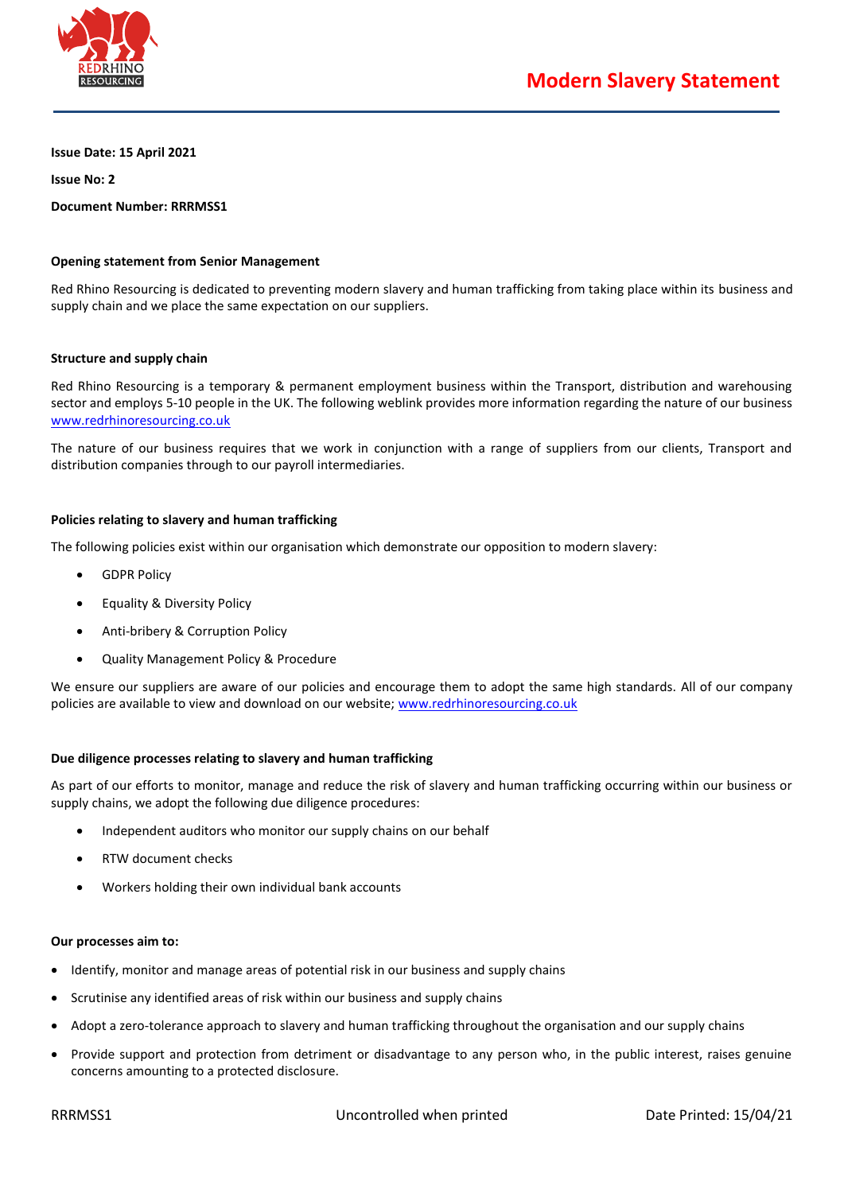# Modern Slavery Statement

**Issue Date: 15 April 2021**

**Issue No: 2**

**Document Number: RRRMSS1**

## Opening statement from Senior Management

Red Rhino Resourcing is dedicated to preventing modern slavery and human trafficking from taking place within its business and supply chain and we place the same expectation on our suppliers.

## Structure and supply chain

Red Rhino Resourcing is a temporary & permanent employment business within the Transport, distribution and warehousing sector and employs 5-10 people in the UK. The following weblink provides more information regarding the nature of our business [www.redrhinoresourcing.co.uk](http://www.redrhinoresourcing.co.uk)

The nature of our business requires that we work in conjunction with a range of suppliers from our clients, Transport and distribution companies through to our payroll intermediaries.

## Policies relating to slavery and human trafficking

The following policies exist within our organisation which demonstrate our opposition to modern slavery:

- GDPR Policy
- Equality & Diversity Policy
- Anti-bribery & Corruption Policy
- Quality Management Policy & Procedure

We ensure our suppliers are aware of our policies and encourage them to adopt the same high standards. All of our company policies are available to view and download on our website; [www.redrhinoresourcing.co.uk](http://www.redrhinoresourcing.co.uk)

## Due diligence processes relating to slavery and human trafficking

As part of our efforts to monitor, manage and reduce the risk of slavery and human trafficking occurring within our business or supply chains, we adopt the following due diligence procedures:

- Independent auditors who monitor our supply chains on our behalf
- RTW document checks
- Workers holding their own individual bank accounts

## Our processes aim to:

- Identify, monitor and manage areas of potential risk in our business and supply chains
- Scrutinise any identified areas of risk within our business and supply chains
- Adopt a zero-tolerance approach to slavery and human trafficking throughout the organisation and our supply chains
- Provide support and protection from detriment or disadvantage to any person who, in the public interest, raises genuine concerns amounting to a protected disclosure.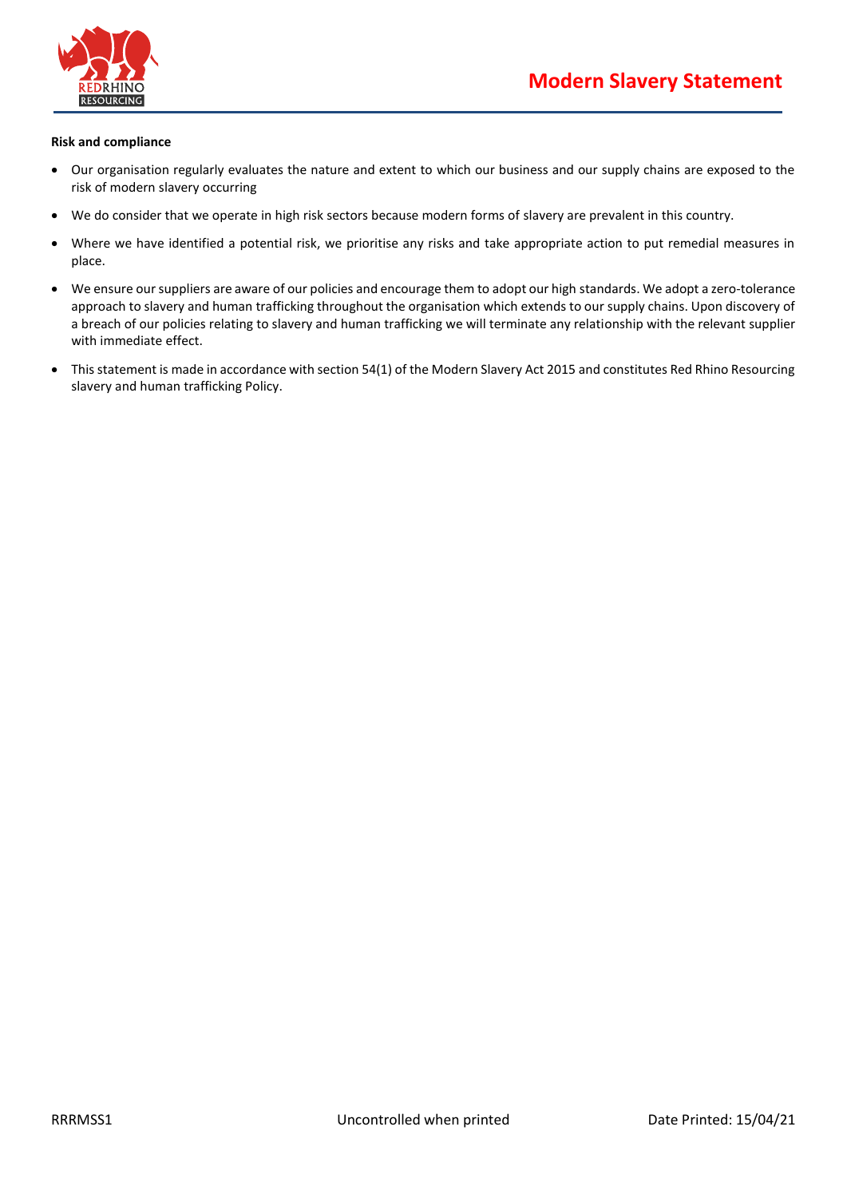**Risk and compliance**

- Our organisation regularly evaluates the nature and extent to which our business and our supply chains are exposed to the risk of modern slavery occurring
- We do consider that we operate in high risk sectors because modern forms of slavery are prevalent in this country.
- Where we have identified a potential risk, we prioritise any risks and take appropriate action to put remedial measures in place.
- We ensure our suppliers are aware of our policies and encourage them to adopt our high standards. We adopt a zero-tolerance approach to slavery and human trafficking throughout the organisation which extends to our supply chains. Upon discovery of a breach of our policies relating to slavery and human trafficking we will terminate any relationship with the relevant supplier with immediate effect.
- This statement is made in accordance with section 54(1) of the Modern Slavery Act 2015 and constitutes Red Rhino Resourcing slavery and human trafficking Policy.